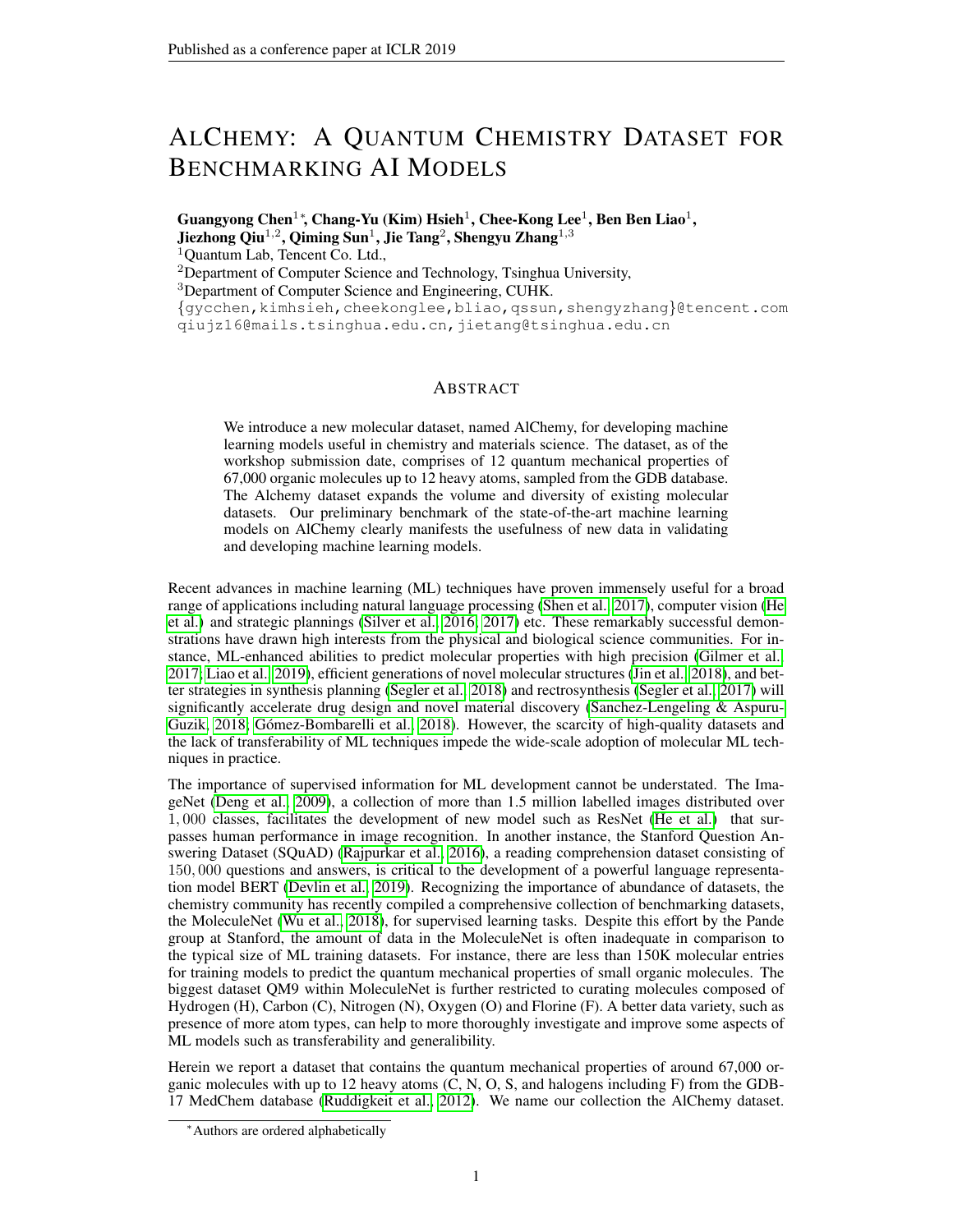# ALCHEMY: A QUANTUM CHEMISTRY DATASET FOR BENCHMARKING AI MODELS

**Guangyong Chen[1]*, Chang-Yu (Kim) Hsieh[1], Chee-Kong Lee[1], Ben Ben Liao[1], Jiezhong Qiu[1,2], Qiming Sun[1], Jie Tang[2], Shengyu Zhang[1,3]**

[1]Quantum Lab, Tencent Co. Ltd.,

[2]Department of Computer Science and Technology, Tsinghua University,

[3]Department of Computer Science and Engineering, CUHK.

{gycchen,kimhsieh,cheekonglee,bliao,qssun,shengyzhang}@tencent.com

qiujz16@mails.tsinghua.edu.cn, jietang@tsinghua.edu.cn

## ABSTRACT

We introduce a new molecular dataset, named AlChemy, for developing machine learning models useful in chemistry and materials science. The dataset, as of the workshop submission date, comprises of 12 quantum mechanical properties of 67,000 organic molecules up to 12 heavy atoms, sampled from the GDB database. The Alchemy dataset expands the volume and diversity of existing molecular datasets. Our preliminary benchmark of the state-of-the-art machine learning models on AlChemy clearly manifests the usefulness of new data in validating and developing machine learning models.

Recent advances in machine learning (ML) techniques have proven immensely useful for a broad range of applications including natural language processing (Shen et al., 2017), computer vision (He et al.) and strategic plannings (Silver et al., 2016; 2017) etc. These remarkably successful demonstrations have drawn high interests from the physical and biological science communities. For instance, ML-enhanced abilities to predict molecular properties with high precision (Gilmer et al., 2017; Liao et al., 2019), efficient generations of novel molecular structures (Jin et al., 2018), and better strategies in synthesis planning (Segler et al., 2018) and rectrosynthesis (Segler et al., 2017) will significantly accelerate drug design and novel material discovery (Sanchez-Lengeling & Aspuru-Guzik, 2018; Gómez-Bombarelli et al., 2018). However, the scarcity of high-quality datasets and the lack of transferability of ML techniques impede the wide-scale adoption of molecular ML techniques in practice.

The importance of supervised information for ML development cannot be understated. The ImageNet (Deng et al., 2009), a collection of more than 1.5 million labelled images distributed over $1,000$ classes, facilitates the development of new model such as ResNet (He et al.) that surpasses human performance in image recognition. In another instance, the Stanford Question Answering Dataset (SQuAD) (Rajpurkar et al., 2016), a reading comprehension dataset consisting of $150,000$ questions and answers, is critical to the development of a powerful language representation model BERT (Devlin et al., 2019). Recognizing the importance of abundance of datasets, the chemistry community has recently compiled a comprehensive collection of benchmarking datasets, the MoleculeNet (Wu et al., 2018), for supervised learning tasks. Despite this effort by the Pande group at Stanford, the amount of data in the MoleculeNet is often inadequate in comparison to the typical size of ML training datasets. For instance, there are less than 150K molecular entries for training models to predict the quantum mechanical properties of small organic molecules. The biggest dataset QM9 within MoleculeNet is further restricted to curating molecules composed of Hydrogen (H), Carbon (C), Nitrogen (N), Oxygen (O) and Florine (F). A better data variety, such as presence of more atom types, can help to more thoroughly investigate and improve some aspects of ML models such as transferability and generalibility.

Herein we report a dataset that contains the quantum mechanical properties of around 67,000 organic molecules with up to 12 heavy atoms (C, N, O, S, and halogens including F) from the GDB-17 MedChem database (Ruddigkeit et al., 2012). We name our collection the AlChemy dataset.

*Authors are ordered alphabetically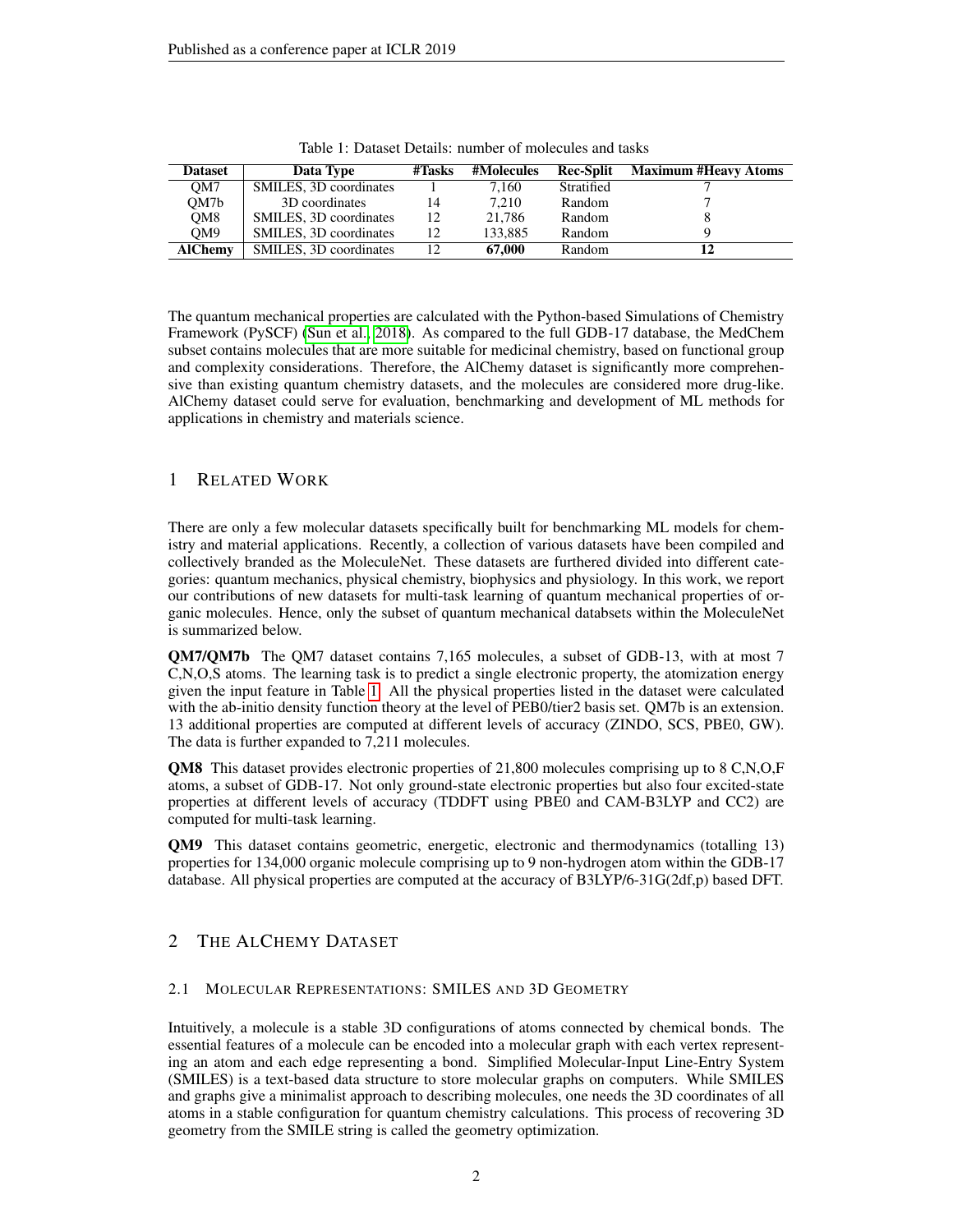Table 1: Dataset Details: number of molecules and tasks

| Dataset | Data Type | #Tasks | #Molecules | Rec-Split | Maximum #Heavy Atoms |
|---|---|---|---|---|---|
| QM7 | SMILES, 3D coordinates | 1 | 7,160 | Stratified | 7 |
| QM7b | 3D coordinates | 14 | 7,210 | Random | 7 |
| QM8 | SMILES, 3D coordinates | 12 | 21,786 | Random | 8 |
| QM9 | SMILES, 3D coordinates | 12 | 133,885 | Random | 9 |
| **AlChemy** | SMILES, 3D coordinates | 12 | **67,000** | Random | **12** |

The quantum mechanical properties are calculated with the Python-based Simulations of Chemistry Framework (PySCF) (Sun et al., 2018). As compared to the full GDB-17 database, the MedChem subset contains molecules that are more suitable for medicinal chemistry, based on functional group and complexity considerations. Therefore, the AlChemy dataset is significantly more comprehensive than existing quantum chemistry datasets, and the molecules are considered more drug-like. AlChemy dataset could serve for evaluation, benchmarking and development of ML methods for applications in chemistry and materials science.

# 1 Related Work

There are only a few molecular datasets specifically built for benchmarking ML models for chemistry and material applications. Recently, a collection of various datasets have been compiled and collectively branded as the MoleculeNet. These datasets are furthered divided into different categories: quantum mechanics, physical chemistry, biophysics and physiology. In this work, we report our contributions of new datasets for multi-task learning of quantum mechanical properties of organic molecules. Hence, only the subset of quantum mechanical databsets within the MoleculeNet is summarized below.

**QM7/QM7b** The QM7 dataset contains 7,165 molecules, a subset of GDB-13, with at most 7 C,N,O,S atoms. The learning task is to predict a single electronic property, the atomization energy given the input feature in Table 1. All the physical properties listed in the dataset were calculated with the ab-initio density function theory at the level of PEB0/tier2 basis set. QM7b is an extension. 13 additional properties are computed at different levels of accuracy (ZINDO, SCS, PBE0, GW). The data is further expanded to 7,211 molecules.

**QM8** This dataset provides electronic properties of 21,800 molecules comprising up to 8 C,N,O,F atoms, a subset of GDB-17. Not only ground-state electronic properties but also four excited-state properties at different levels of accuracy (TDDFT using PBE0 and CAM-B3LYP and CC2) are computed for multi-task learning.

**QM9** This dataset contains geometric, energetic, electronic and thermodynamics (totalling 13) properties for 134,000 organic molecule comprising up to 9 non-hydrogen atom within the GDB-17 database. All physical properties are computed at the accuracy of B3LYP/6-31G(2df,p) based DFT.

# 2 The AlChemy Dataset

## 2.1 Molecular Representations: SMILES and 3D Geometry

Intuitively, a molecule is a stable 3D configurations of atoms connected by chemical bonds. The essential features of a molecule can be encoded into a molecular graph with each vertex representing an atom and each edge representing a bond. Simplified Molecular-Input Line-Entry System (SMILES) is a text-based data structure to store molecular graphs on computers. While SMILES and graphs give a minimalist approach to describing molecules, one needs the 3D coordinates of all atoms in a stable configuration for quantum chemistry calculations. This process of recovering 3D geometry from the SMILE string is called the geometry optimization.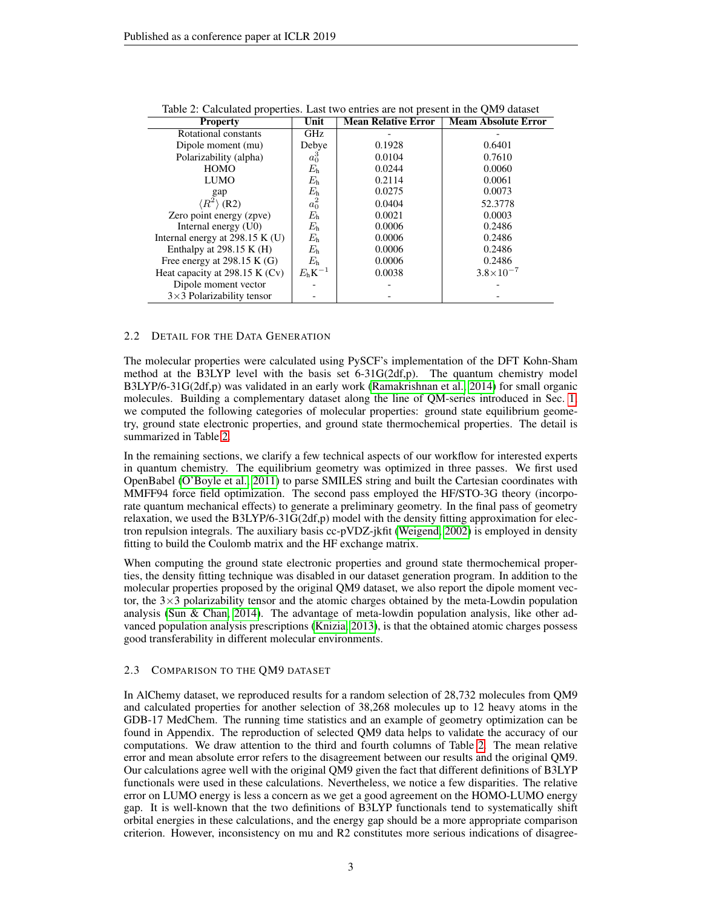Table 2: Calculated properties. Last two entries are not present in the QM9 dataset

| Property | Unit | Mean Relative Error | Meam Absolute Error |
|---|---|---|---|
| Rotational constants | GHz | - | - |
| Dipole moment (mu) | Debye | 0.1928 | 0.6401 |
| Polarizability (alpha) | $a_0^3$ | 0.0104 | 0.7610 |
| HOMO | $E_\mathrm{h}$ | 0.0244 | 0.0060 |
| LUMO | $E_\mathrm{h}$ | 0.2114 | 0.0061 |
| gap | $E_\mathrm{h}$ | 0.0275 | 0.0073 |
| $\langle R^2 \rangle$ (R2) | $a_0^2$ | 0.0404 | 52.3778 |
| Zero point energy (zpve) | $E_\mathrm{h}$ | 0.0021 | 0.0003 |
| Internal energy (U0) | $E_\mathrm{h}$ | 0.0006 | 0.2486 |
| Internal energy at 298.15 K (U) | $E_\mathrm{h}$ | 0.0006 | 0.2486 |
| Enthalpy at 298.15 K (H) | $E_\mathrm{h}$ | 0.0006 | 0.2486 |
| Free energy at 298.15 K (G) | $E_\mathrm{h}$ | 0.0006 | 0.2486 |
| Heat capacity at 298.15 K (Cv) | $E_\mathrm{h}\mathrm{K}^{-1}$ | 0.0038 | $3.8\times10^{-7}$ |
| Dipole moment vector | - | - | - |
| 3×3 Polarizability tensor | - | - | - |

### 2.2 Detail for the Data Generation

The molecular properties were calculated using PySCF's implementation of the DFT Kohn-Sham method at the B3LYP level with the basis set 6-31G(2df,p). The quantum chemistry model B3LYP/6-31G(2df,p) was validated in an early work (Ramakrishnan et al., 2014) for small organic molecules. Building a complementary dataset along the line of QM-series introduced in Sec. 1, we computed the following categories of molecular properties: ground state equilibrium geometry, ground state electronic properties, and ground state thermochemical properties. The detail is summarized in Table 2.

In the remaining sections, we clarify a few technical aspects of our workflow for interested experts in quantum chemistry. The equilibrium geometry was optimized in three passes. We first used OpenBabel (O'Boyle et al., 2011) to parse SMILES string and built the Cartesian coordinates with MMFF94 force field optimization. The second pass employed the HF/STO-3G theory (incorporate quantum mechanical effects) to generate a preliminary geometry. In the final pass of geometry relaxation, we used the B3LYP/6-31G(2df,p) model with the density fitting approximation for electron repulsion integrals. The auxiliary basis cc-pVDZ-jkfit (Weigend, 2002) is employed in density fitting to build the Coulomb matrix and the HF exchange matrix.

When computing the ground state electronic properties and ground state thermochemical properties, the density fitting technique was disabled in our dataset generation program. In addition to the molecular properties proposed by the original QM9 dataset, we also report the dipole moment vector, the 3×3 polarizability tensor and the atomic charges obtained by the meta-Lowdin population analysis (Sun & Chan, 2014). The advantage of meta-lowdin population analysis, like other advanced population analysis prescriptions (Knizia, 2013), is that the obtained atomic charges possess good transferability in different molecular environments.

### 2.3 Comparison to the QM9 Dataset

In AlChemy dataset, we reproduced results for a random selection of 28,732 molecules from QM9 and calculated properties for another selection of 38,268 molecules up to 12 heavy atoms in the GDB-17 MedChem. The running time statistics and an example of geometry optimization can be found in Appendix. The reproduction of selected QM9 data helps to validate the accuracy of our computations. We draw attention to the third and fourth columns of Table 2. The mean relative error and mean absolute error refers to the disagreement between our results and the original QM9. Our calculations agree well with the original QM9 given the fact that different definitions of B3LYP functionals were used in these calculations. Nevertheless, we notice a few disparities. The relative error on LUMO energy is less a concern as we get a good agreement on the HOMO-LUMO energy gap. It is well-known that the two definitions of B3LYP functionals tend to systematically shift orbital energies in these calculations, and the energy gap should be a more appropriate comparison criterion. However, inconsistency on mu and R2 constitutes more serious indications of disagree-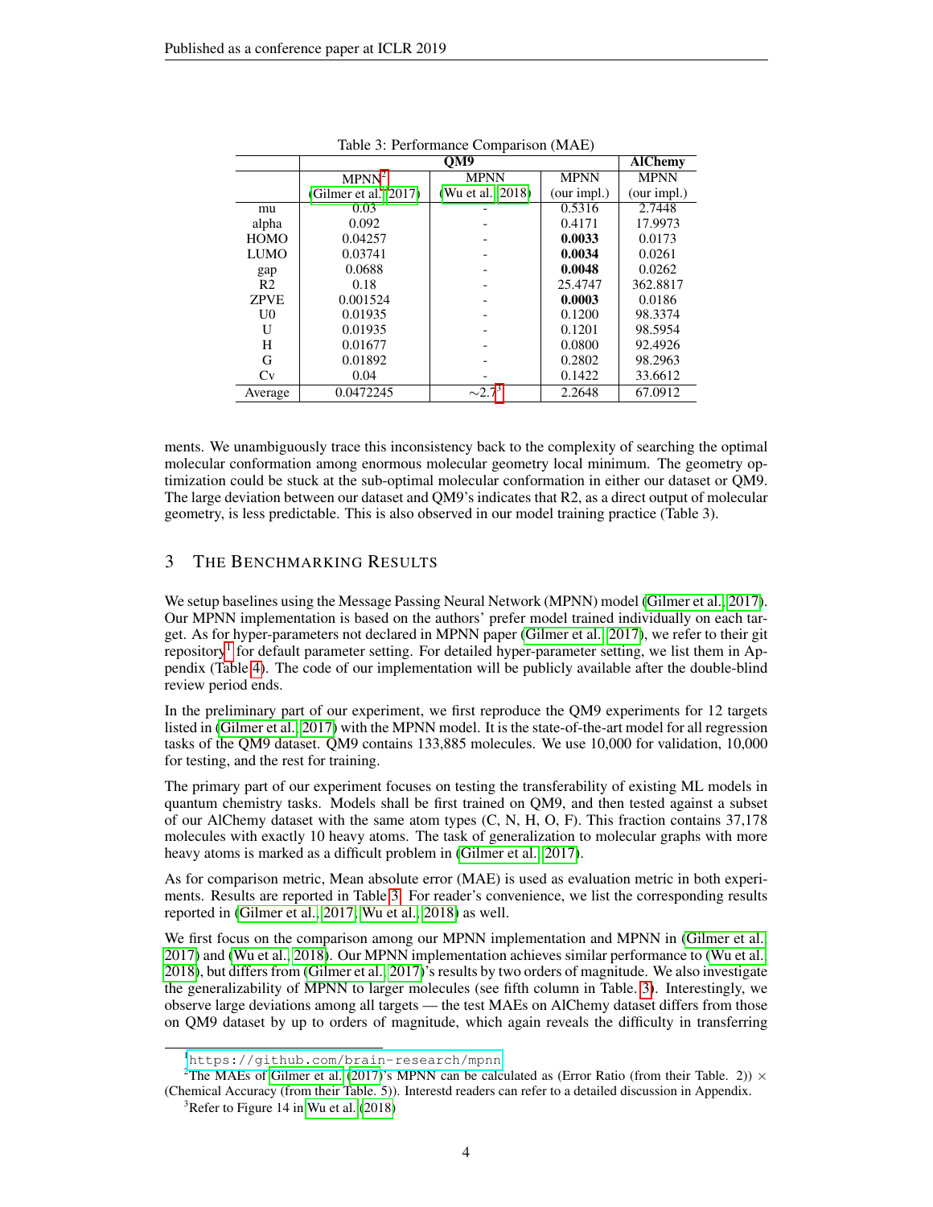Table 3: Performance Comparison (MAE)

| | QM9 | | | AlChemy |
|---|---|---|---|---|
| | MPNN[2] (Gilmer et al., 2017) | MPNN (Wu et al., 2018) | MPNN (our impl.) | MPNN (our impl.) |
| mu | 0.03 | - | 0.5316 | 2.7448 |
| alpha | 0.092 | - | 0.4171 | 17.9973 |
| HOMO | 0.04257 | - | **0.0033** | 0.0173 |
| LUMO | 0.03741 | - | **0.0034** | 0.0261 |
| gap | 0.0688 | - | **0.0048** | 0.0262 |
| R2 | 0.18 | - | 25.4747 | 362.8817 |
| ZPVE | 0.001524 | - | **0.0003** | 0.0186 |
| U0 | 0.01935 | - | 0.1200 | 98.3374 |
| U | 0.01935 | - | 0.1201 | 98.5954 |
| H | 0.01677 | - | 0.0800 | 92.4926 |
| G | 0.01892 | - | 0.2802 | 98.2963 |
| Cv | 0.04 | - | 0.1422 | 33.6612 |
| Average | 0.0472245 | $\sim$2.7[3] | 2.2648 | 67.0912 |

ments. We unambiguously trace this inconsistency back to the complexity of searching the optimal molecular conformation among enormous molecular geometry local minimum. The geometry optimization could be stuck at the sub-optimal molecular conformation in either our dataset or QM9. The large deviation between our dataset and QM9's indicates that R2, as a direct output of molecular geometry, is less predictable. This is also observed in our model training practice (Table 3).

## 3 The Benchmarking Results

We setup baselines using the Message Passing Neural Network (MPNN) model (Gilmer et al., 2017). Our MPNN implementation is based on the authors' prefer model trained individually on each target. As for hyper-parameters not declared in MPNN paper (Gilmer et al., 2017), we refer to their git repository[1] for default parameter setting. For detailed hyper-parameter setting, we list them in Appendix (Table 4). The code of our implementation will be publicly available after the double-blind review period ends.

In the preliminary part of our experiment, we first reproduce the QM9 experiments for 12 targets listed in (Gilmer et al., 2017) with the MPNN model. It is the state-of-the-art model for all regression tasks of the QM9 dataset. QM9 contains 133,885 molecules. We use 10,000 for validation, 10,000 for testing, and the rest for training.

The primary part of our experiment focuses on testing the transferability of existing ML models in quantum chemistry tasks. Models shall be first trained on QM9, and then tested against a subset of our AlChemy dataset with the same atom types (C, N, H, O, F). This fraction contains 37,178 molecules with exactly 10 heavy atoms. The task of generalization to molecular graphs with more heavy atoms is marked as a difficult problem in (Gilmer et al., 2017).

As for comparison metric, Mean absolute error (MAE) is used as evaluation metric in both experiments. Results are reported in Table 3. For reader's convenience, we list the corresponding results reported in (Gilmer et al., 2017; Wu et al., 2018) as well.

We first focus on the comparison among our MPNN implementation and MPNN in (Gilmer et al., 2017) and (Wu et al., 2018). Our MPNN implementation achieves similar performance to (Wu et al., 2018), but differs from (Gilmer et al., 2017)'s results by two orders of magnitude. We also investigate the generalizability of MPNN to larger molecules (see fifth column in Table. 3). Interestingly, we observe large deviations among all targets — the test MAEs on AlChemy dataset differs from those on QM9 dataset by up to orders of magnitude, which again reveals the difficulty in transferring

[1] https://github.com/brain-research/mpnn

[2] The MAEs of Gilmer et al. (2017)'s MPNN can be calculated as (Error Ratio (from their Table. 2)) $\times$ (Chemical Accuracy (from their Table. 5)). Interestd readers can refer to a detailed discussion in Appendix.

[3] Refer to Figure 14 in Wu et al. (2018)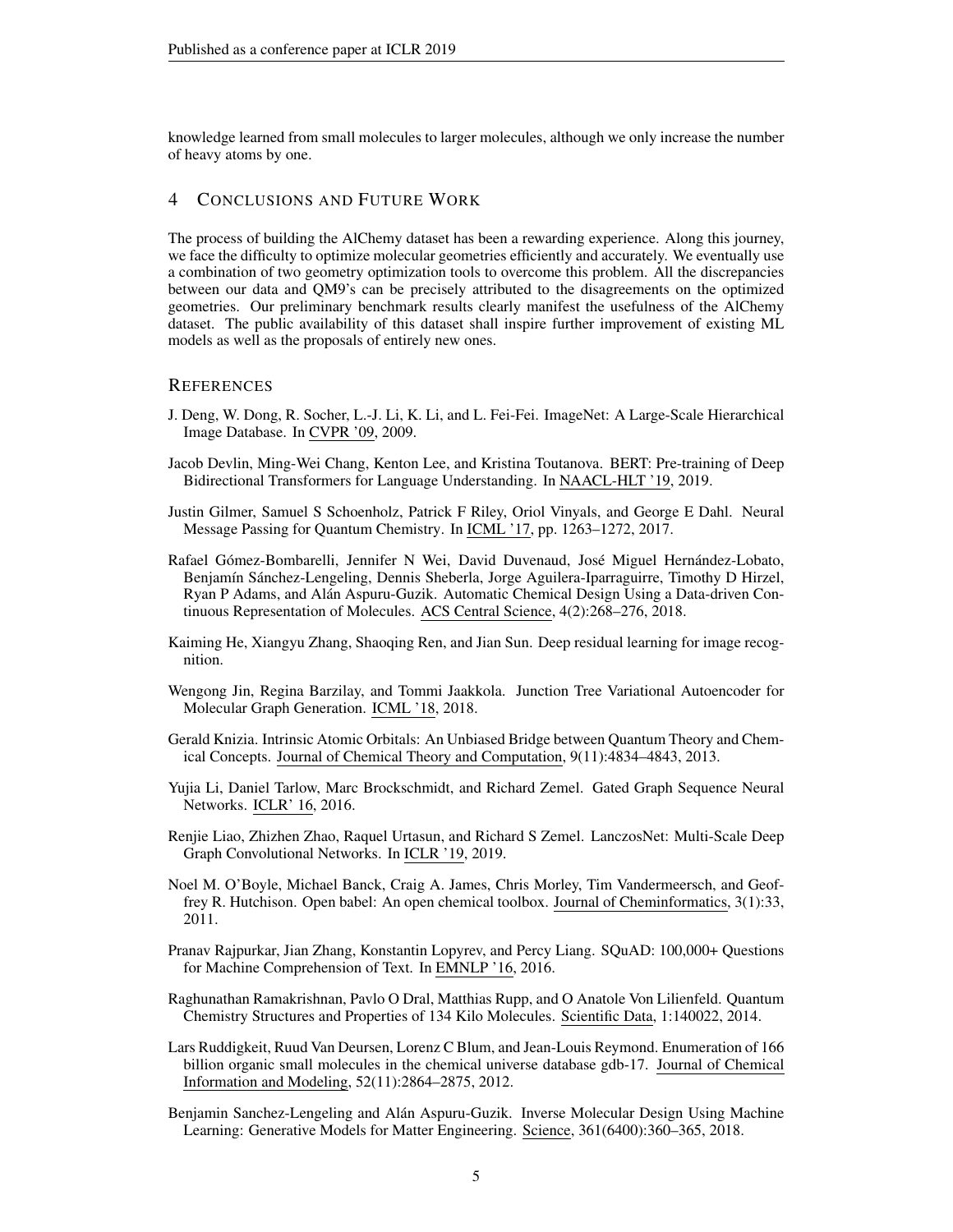knowledge learned from small molecules to larger molecules, although we only increase the number of heavy atoms by one.

## 4 Conclusions and Future Work

The process of building the AlChemy dataset has been a rewarding experience. Along this journey, we face the difficulty to optimize molecular geometries efficiently and accurately. We eventually use a combination of two geometry optimization tools to overcome this problem. All the discrepancies between our data and QM9's can be precisely attributed to the disagreements on the optimized geometries. Our preliminary benchmark results clearly manifest the usefulness of the AlChemy dataset. The public availability of this dataset shall inspire further improvement of existing ML models as well as the proposals of entirely new ones.

## References

J. Deng, W. Dong, R. Socher, L.-J. Li, K. Li, and L. Fei-Fei. ImageNet: A Large-Scale Hierarchical Image Database. In CVPR '09, 2009.

Jacob Devlin, Ming-Wei Chang, Kenton Lee, and Kristina Toutanova. BERT: Pre-training of Deep Bidirectional Transformers for Language Understanding. In NAACL-HLT '19, 2019.

Justin Gilmer, Samuel S Schoenholz, Patrick F Riley, Oriol Vinyals, and George E Dahl. Neural Message Passing for Quantum Chemistry. In ICML '17, pp. 1263–1272, 2017.

Rafael Gómez-Bombarelli, Jennifer N Wei, David Duvenaud, José Miguel Hernández-Lobato, Benjamín Sánchez-Lengeling, Dennis Sheberla, Jorge Aguilera-Iparraguirre, Timothy D Hirzel, Ryan P Adams, and Alán Aspuru-Guzik. Automatic Chemical Design Using a Data-driven Continuous Representation of Molecules. ACS Central Science, 4(2):268–276, 2018.

Kaiming He, Xiangyu Zhang, Shaoqing Ren, and Jian Sun. Deep residual learning for image recognition.

Wengong Jin, Regina Barzilay, and Tommi Jaakkola. Junction Tree Variational Autoencoder for Molecular Graph Generation. ICML '18, 2018.

Gerald Knizia. Intrinsic Atomic Orbitals: An Unbiased Bridge between Quantum Theory and Chemical Concepts. Journal of Chemical Theory and Computation, 9(11):4834–4843, 2013.

Yujia Li, Daniel Tarlow, Marc Brockschmidt, and Richard Zemel. Gated Graph Sequence Neural Networks. ICLR' 16, 2016.

Renjie Liao, Zhizhen Zhao, Raquel Urtasun, and Richard S Zemel. LanczosNet: Multi-Scale Deep Graph Convolutional Networks. In ICLR '19, 2019.

Noel M. O'Boyle, Michael Banck, Craig A. James, Chris Morley, Tim Vandermeersch, and Geoffrey R. Hutchison. Open babel: An open chemical toolbox. Journal of Cheminformatics, 3(1):33, 2011.

Pranav Rajpurkar, Jian Zhang, Konstantin Lopyrev, and Percy Liang. SQuAD: 100,000+ Questions for Machine Comprehension of Text. In EMNLP '16, 2016.

Raghunathan Ramakrishnan, Pavlo O Dral, Matthias Rupp, and O Anatole Von Lilienfeld. Quantum Chemistry Structures and Properties of 134 Kilo Molecules. Scientific Data, 1:140022, 2014.

Lars Ruddigkeit, Ruud Van Deursen, Lorenz C Blum, and Jean-Louis Reymond. Enumeration of 166 billion organic small molecules in the chemical universe database gdb-17. Journal of Chemical Information and Modeling, 52(11):2864–2875, 2012.

Benjamin Sanchez-Lengeling and Alán Aspuru-Guzik. Inverse Molecular Design Using Machine Learning: Generative Models for Matter Engineering. Science, 361(6400):360–365, 2018.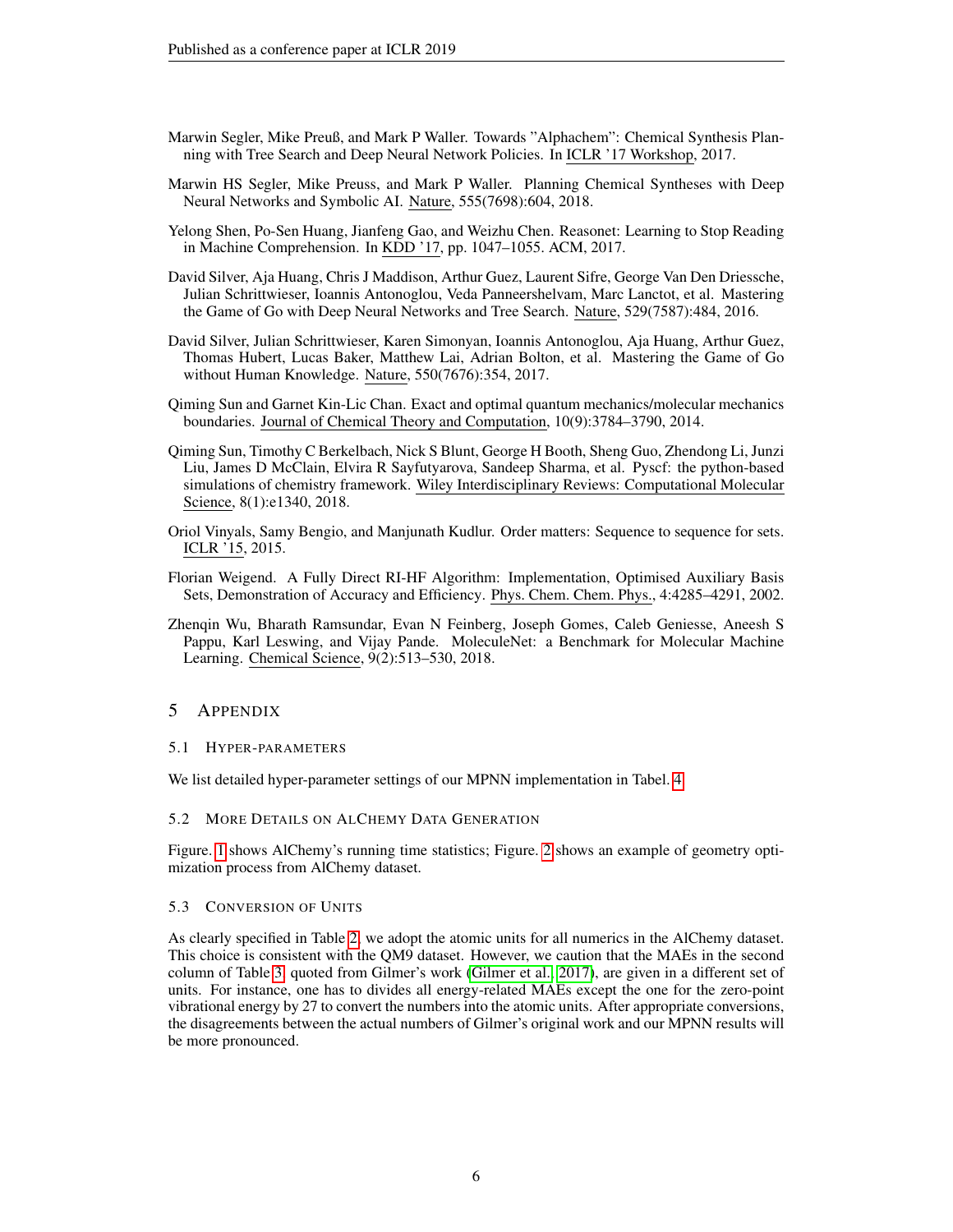Marwin Segler, Mike Preuß, and Mark P Waller. Towards "Alphachem": Chemical Synthesis Planning with Tree Search and Deep Neural Network Policies. In ICLR '17 Workshop, 2017.

Marwin HS Segler, Mike Preuss, and Mark P Waller. Planning Chemical Syntheses with Deep Neural Networks and Symbolic AI. Nature, 555(7698):604, 2018.

Yelong Shen, Po-Sen Huang, Jianfeng Gao, and Weizhu Chen. Reasonet: Learning to Stop Reading in Machine Comprehension. In KDD '17, pp. 1047–1055. ACM, 2017.

David Silver, Aja Huang, Chris J Maddison, Arthur Guez, Laurent Sifre, George Van Den Driessche, Julian Schrittwieser, Ioannis Antonoglou, Veda Panneershelvam, Marc Lanctot, et al. Mastering the Game of Go with Deep Neural Networks and Tree Search. Nature, 529(7587):484, 2016.

David Silver, Julian Schrittwieser, Karen Simonyan, Ioannis Antonoglou, Aja Huang, Arthur Guez, Thomas Hubert, Lucas Baker, Matthew Lai, Adrian Bolton, et al. Mastering the Game of Go without Human Knowledge. Nature, 550(7676):354, 2017.

Qiming Sun and Garnet Kin-Lic Chan. Exact and optimal quantum mechanics/molecular mechanics boundaries. Journal of Chemical Theory and Computation, 10(9):3784–3790, 2014.

Qiming Sun, Timothy C Berkelbach, Nick S Blunt, George H Booth, Sheng Guo, Zhendong Li, Junzi Liu, James D McClain, Elvira R Sayfutyarova, Sandeep Sharma, et al. Pyscf: the python-based simulations of chemistry framework. Wiley Interdisciplinary Reviews: Computational Molecular Science, 8(1):e1340, 2018.

Oriol Vinyals, Samy Bengio, and Manjunath Kudlur. Order matters: Sequence to sequence for sets. ICLR '15, 2015.

Florian Weigend. A Fully Direct RI-HF Algorithm: Implementation, Optimised Auxiliary Basis Sets, Demonstration of Accuracy and Efficiency. Phys. Chem. Chem. Phys., 4:4285–4291, 2002.

Zhenqin Wu, Bharath Ramsundar, Evan N Feinberg, Joseph Gomes, Caleb Geniesse, Aneesh S Pappu, Karl Leswing, and Vijay Pande. MoleculeNet: a Benchmark for Molecular Machine Learning. Chemical Science, 9(2):513–530, 2018.

# 5 Appendix

## 5.1 Hyper-parameters

We list detailed hyper-parameter settings of our MPNN implementation in Tabel. 4.

## 5.2 More Details on AlChemy Data Generation

Figure. 1 shows AlChemy's running time statistics; Figure. 2 shows an example of geometry optimization process from AlChemy dataset.

## 5.3 Conversion of Units

As clearly specified in Table 2, we adopt the atomic units for all numerics in the AlChemy dataset. This choice is consistent with the QM9 dataset. However, we caution that the MAEs in the second column of Table 3, quoted from Gilmer's work (Gilmer et al., 2017), are given in a different set of units. For instance, one has to divides all energy-related MAEs except the one for the zero-point vibrational energy by 27 to convert the numbers into the atomic units. After appropriate conversions, the disagreements between the actual numbers of Gilmer's original work and our MPNN results will be more pronounced.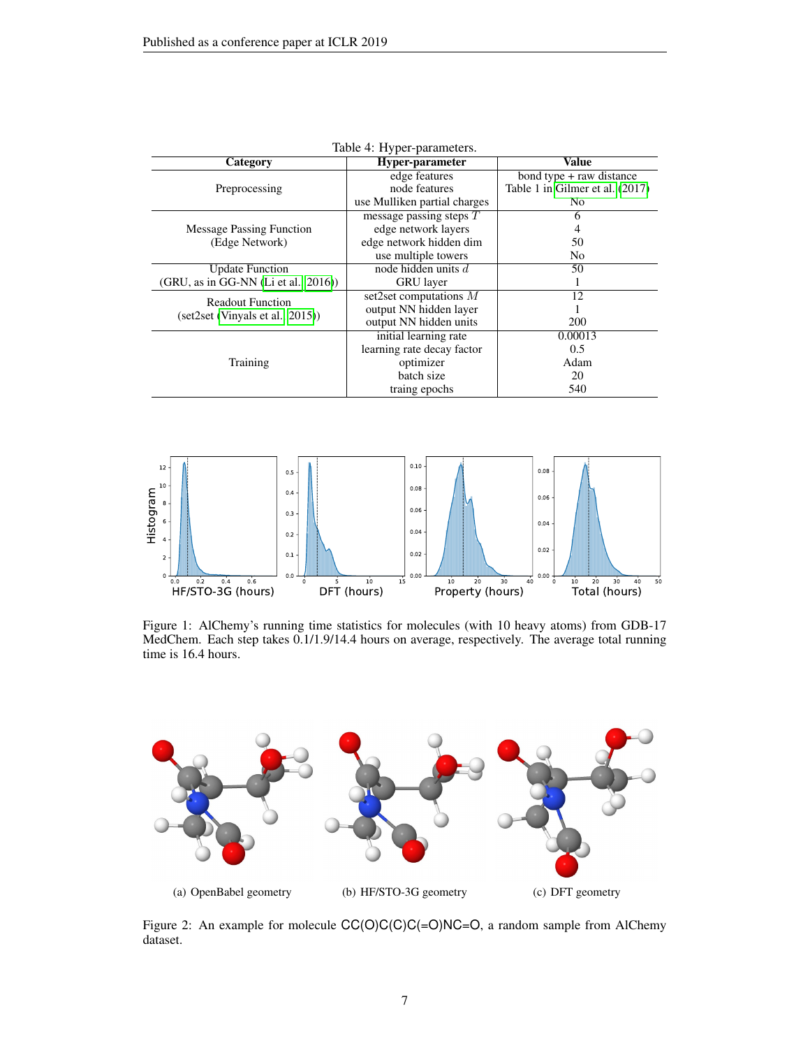Table 4: Hyper-parameters.

| Category | Hyper-parameter | Value |
|---|---|---|
| Preprocessing | edge features | bond type + raw distance |
| | node features | Table 1 in Gilmer et al. (2017) |
| | use Mulliken partial charges | No |
| Message Passing Function (Edge Network) | message passing steps $T$ | 6 |
| | edge network layers | 4 |
| | edge network hidden dim | 50 |
| | use multiple towers | No |
| Update Function (GRU, as in GG-NN (Li et al., 2016)) | node hidden units $d$ | 50 |
| | GRU layer | 1 |
| Readout Function (set2set (Vinyals et al., 2015)) | set2set computations $M$ | 12 |
| | output NN hidden layer | 1 |
| | output NN hidden units | 200 |
| Training | initial learning rate | 0.00013 |
| | learning rate decay factor | 0.5 |
| | optimizer | Adam |
| | batch size | 20 |
| | traing epochs | 540 |

Histogram

HF/STO-3G (hours)

DFT (hours)

Property (hours)

Total (hours)

Figure 1: AlChemy's running time statistics for molecules (with 10 heavy atoms) from GDB-17 MedChem. Each step takes 0.1/1.9/14.4 hours on average, respectively. The average total running time is 16.4 hours.

(a) OpenBabel geometry

(b) HF/STO-3G geometry

(c) DFT geometry

Figure 2: An example for molecule CC(O)C(C)C(=O)NC=O, a random sample from AlChemy dataset.